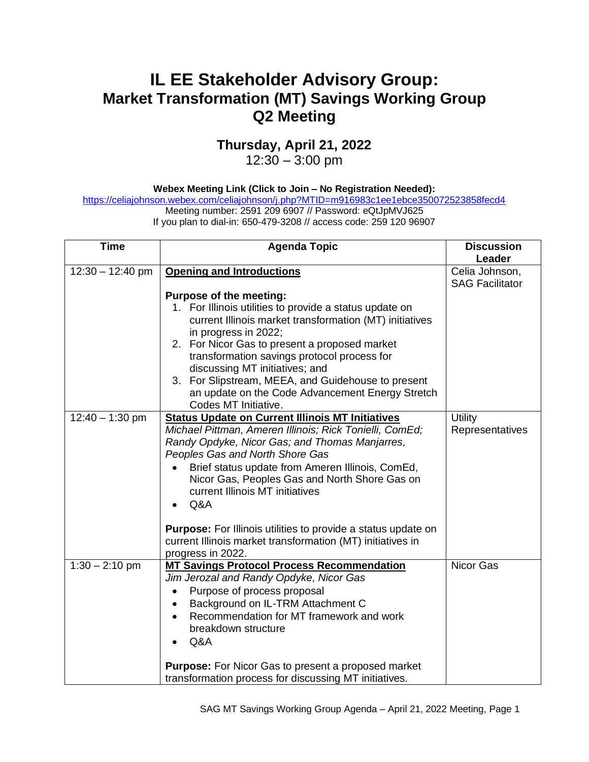# IL EE Stakeholder Advisory Group:
## Market Transformation (MT) Savings Working Group
## Q2 Meeting

### Thursday, April 21, 2022
12:30 – 3:00 pm

**Webex Meeting Link (Click to Join – No Registration Needed):**
https://celiajohnson.webex.com/celiajohnson/j.php?MTID=m916983c1ee1ebce350072523858fecd4
Meeting number: 2591 209 6907 // Password: eQtJpMVJ625
If you plan to dial-in: 650-479-3208 // access code: 259 120 96907

| Time | Agenda Topic | Discussion Leader |
|---|---|---|
| 12:30 – 12:40 pm | **Opening and Introductions**<br><br>**Purpose of the meeting:**<br>1. For Illinois utilities to provide a status update on current Illinois market transformation (MT) initiatives in progress in 2022;<br>2. For Nicor Gas to present a proposed market transformation savings protocol process for discussing MT initiatives; and<br>3. For Slipstream, MEEA, and Guidehouse to present an update on the Code Advancement Energy Stretch Codes MT Initiative. | Celia Johnson, SAG Facilitator |
| 12:40 – 1:30 pm | **Status Update on Current Illinois MT Initiatives**<br>*Michael Pittman, Ameren Illinois; Rick Tonielli, ComEd; Randy Opdyke, Nicor Gas; and Thomas Manjarres, Peoples Gas and North Shore Gas*<br>• Brief status update from Ameren Illinois, ComEd, Nicor Gas, Peoples Gas and North Shore Gas on current Illinois MT initiatives<br>• Q&A<br><br>**Purpose:** For Illinois utilities to provide a status update on current Illinois market transformation (MT) initiatives in progress in 2022. | Utility Representatives |
| 1:30 – 2:10 pm | **MT Savings Protocol Process Recommendation**<br>*Jim Jerozal and Randy Opdyke, Nicor Gas*<br>• Purpose of process proposal<br>• Background on IL-TRM Attachment C<br>• Recommendation for MT framework and work breakdown structure<br>• Q&A<br><br>**Purpose:** For Nicor Gas to present a proposed market transformation process for discussing MT initiatives. | Nicor Gas |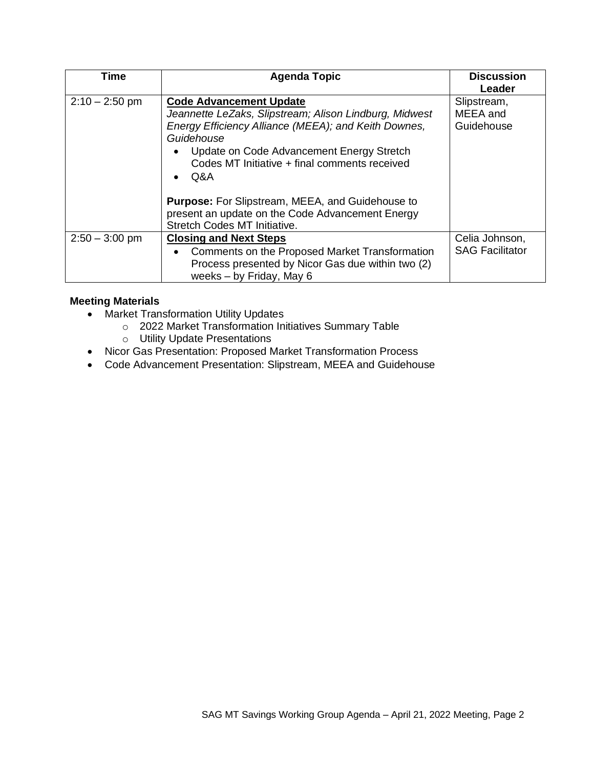| Time | Agenda Topic | Discussion Leader |
|---|---|---|
| 2:10 – 2:50 pm | **Code Advancement Update**<br>*Jeannette LeZaks, Slipstream; Alison Lindburg, Midwest Energy Efficiency Alliance (MEEA); and Keith Downes, Guidehouse*<br>• Update on Code Advancement Energy Stretch Codes MT Initiative + final comments received<br>• Q&A<br><br>**Purpose:** For Slipstream, MEEA, and Guidehouse to present an update on the Code Advancement Energy Stretch Codes MT Initiative. | Slipstream, MEEA and Guidehouse |
| 2:50 – 3:00 pm | **Closing and Next Steps**<br>• Comments on the Proposed Market Transformation Process presented by Nicor Gas due within two (2) weeks – by Friday, May 6 | Celia Johnson, SAG Facilitator |

**Meeting Materials**

- Market Transformation Utility Updates
  - 2022 Market Transformation Initiatives Summary Table
  - Utility Update Presentations
- Nicor Gas Presentation: Proposed Market Transformation Process
- Code Advancement Presentation: Slipstream, MEEA and Guidehouse